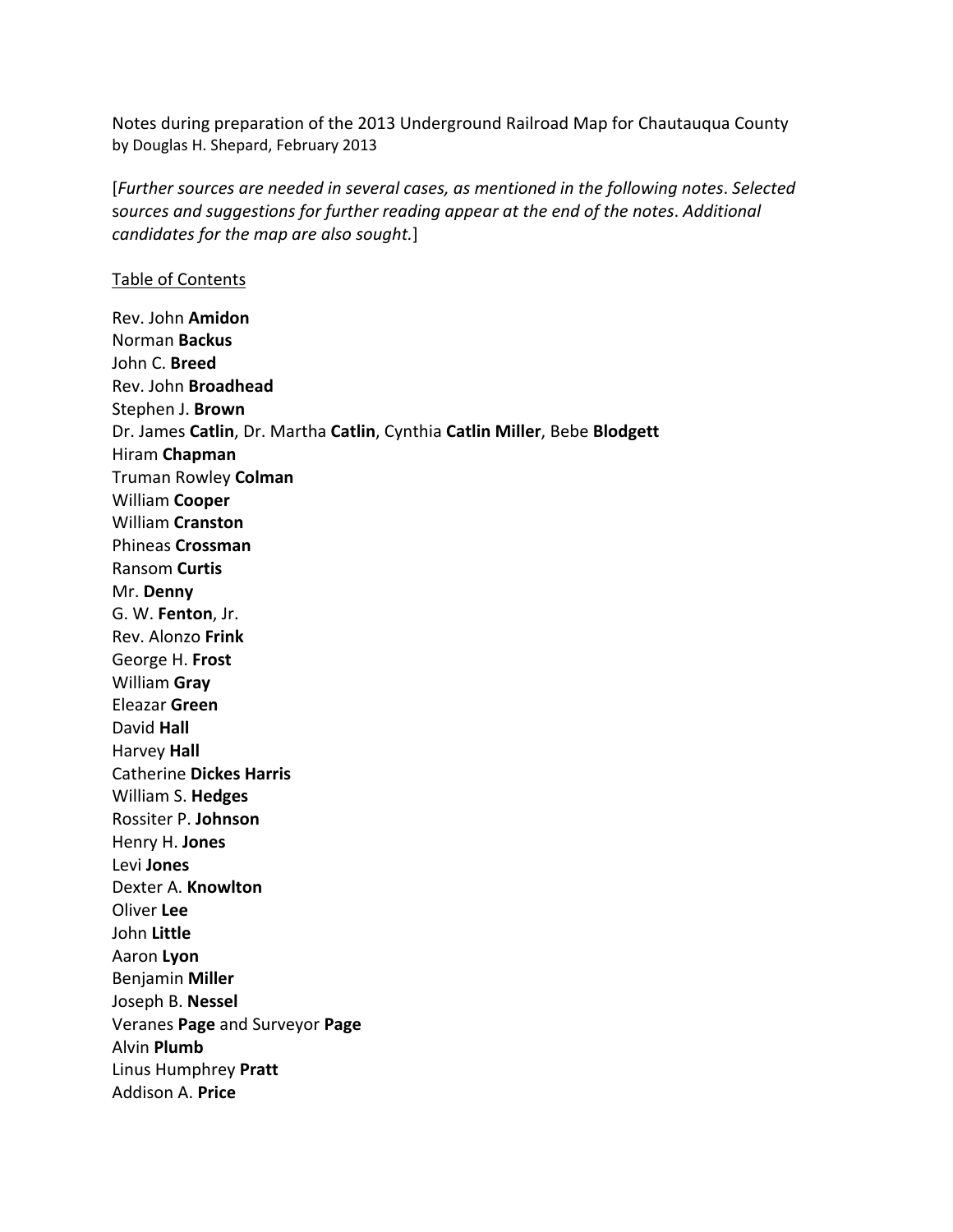Notes during preparation of the 2013 Underground Railroad Map for Chautauqua County
by Douglas H. Shepard, February 2013

[*Further sources are needed in several cases, as mentioned in the following notes*. *Selected sources and suggestions for further reading appear at the end of the notes*. *Additional candidates for the map are also sought.*]

Table of Contents

Rev. John **Amidon**
Norman **Backus**
John C. **Breed**
Rev. John **Broadhead**
Stephen J. **Brown**
Dr. James **Catlin**, Dr. Martha **Catlin**, Cynthia **Catlin Miller**, Bebe **Blodgett**
Hiram **Chapman**
Truman Rowley **Colman**
William **Cooper**
William **Cranston**
Phineas **Crossman**
Ransom **Curtis**
Mr. **Denny**
G. W. **Fenton**, Jr.
Rev. Alonzo **Frink**
George H. **Frost**
William **Gray**
Eleazar **Green**
David **Hall**
Harvey **Hall**
Catherine **Dickes Harris**
William S. **Hedges**
Rossiter P. **Johnson**
Henry H. **Jones**
Levi **Jones**
Dexter A. **Knowlton**
Oliver **Lee**
John **Little**
Aaron **Lyon**
Benjamin **Miller**
Joseph B. **Nessel**
Veranes **Page** and Surveyor **Page**
Alvin **Plumb**
Linus Humphrey **Pratt**
Addison A. **Price**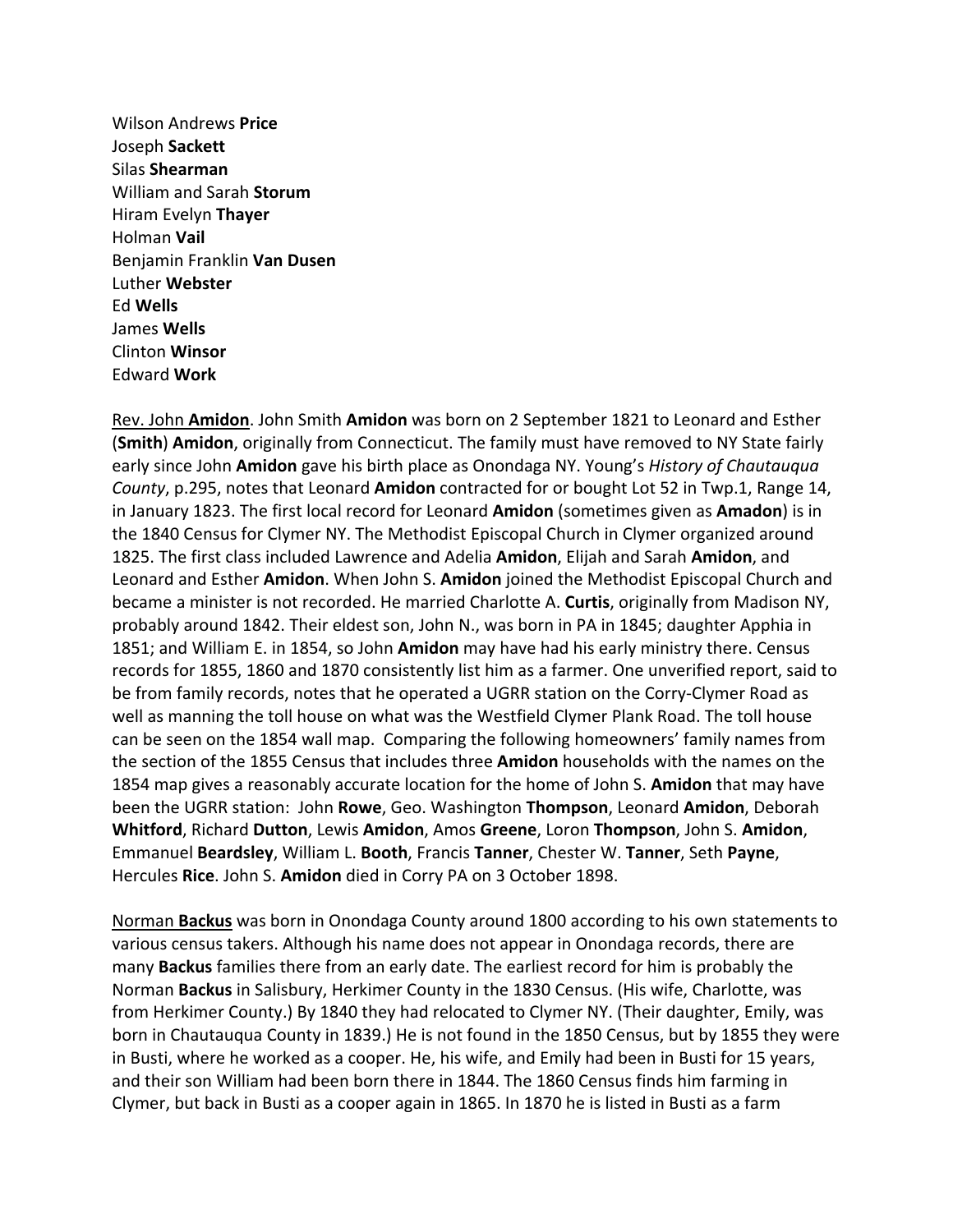Wilson Andrews **Price**
Joseph **Sackett**
Silas **Shearman**
William and Sarah **Storum**
Hiram Evelyn **Thayer**
Holman **Vail**
Benjamin Franklin **Van Dusen**
Luther **Webster**
Ed **Wells**
James **Wells**
Clinton **Winsor**
Edward **Work**

<u>Rev. John **Amidon**</u>. John Smith **Amidon** was born on 2 September 1821 to Leonard and Esther (**Smith**) **Amidon**, originally from Connecticut. The family must have removed to NY State fairly early since John **Amidon** gave his birth place as Onondaga NY. Young's *History of Chautauqua County*, p.295, notes that Leonard **Amidon** contracted for or bought Lot 52 in Twp.1, Range 14, in January 1823. The first local record for Leonard **Amidon** (sometimes given as **Amadon**) is in the 1840 Census for Clymer NY. The Methodist Episcopal Church in Clymer organized around 1825. The first class included Lawrence and Adelia **Amidon**, Elijah and Sarah **Amidon**, and Leonard and Esther **Amidon**. When John S. **Amidon** joined the Methodist Episcopal Church and became a minister is not recorded. He married Charlotte A. **Curtis**, originally from Madison NY, probably around 1842. Their eldest son, John N., was born in PA in 1845; daughter Apphia in 1851; and William E. in 1854, so John **Amidon** may have had his early ministry there. Census records for 1855, 1860 and 1870 consistently list him as a farmer. One unverified report, said to be from family records, notes that he operated a UGRR station on the Corry-Clymer Road as well as manning the toll house on what was the Westfield Clymer Plank Road. The toll house can be seen on the 1854 wall map. Comparing the following homeowners' family names from the section of the 1855 Census that includes three **Amidon** households with the names on the 1854 map gives a reasonably accurate location for the home of John S. **Amidon** that may have been the UGRR station: John **Rowe**, Geo. Washington **Thompson**, Leonard **Amidon**, Deborah **Whitford**, Richard **Dutton**, Lewis **Amidon**, Amos **Greene**, Loron **Thompson**, John S. **Amidon**, Emmanuel **Beardsley**, William L. **Booth**, Francis **Tanner**, Chester W. **Tanner**, Seth **Payne**, Hercules **Rice**. John S. **Amidon** died in Corry PA on 3 October 1898.

<u>Norman **Backus**</u> was born in Onondaga County around 1800 according to his own statements to various census takers. Although his name does not appear in Onondaga records, there are many **Backus** families there from an early date. The earliest record for him is probably the Norman **Backus** in Salisbury, Herkimer County in the 1830 Census. (His wife, Charlotte, was from Herkimer County.) By 1840 they had relocated to Clymer NY. (Their daughter, Emily, was born in Chautauqua County in 1839.) He is not found in the 1850 Census, but by 1855 they were in Busti, where he worked as a cooper. He, his wife, and Emily had been in Busti for 15 years, and their son William had been born there in 1844. The 1860 Census finds him farming in Clymer, but back in Busti as a cooper again in 1865. In 1870 he is listed in Busti as a farm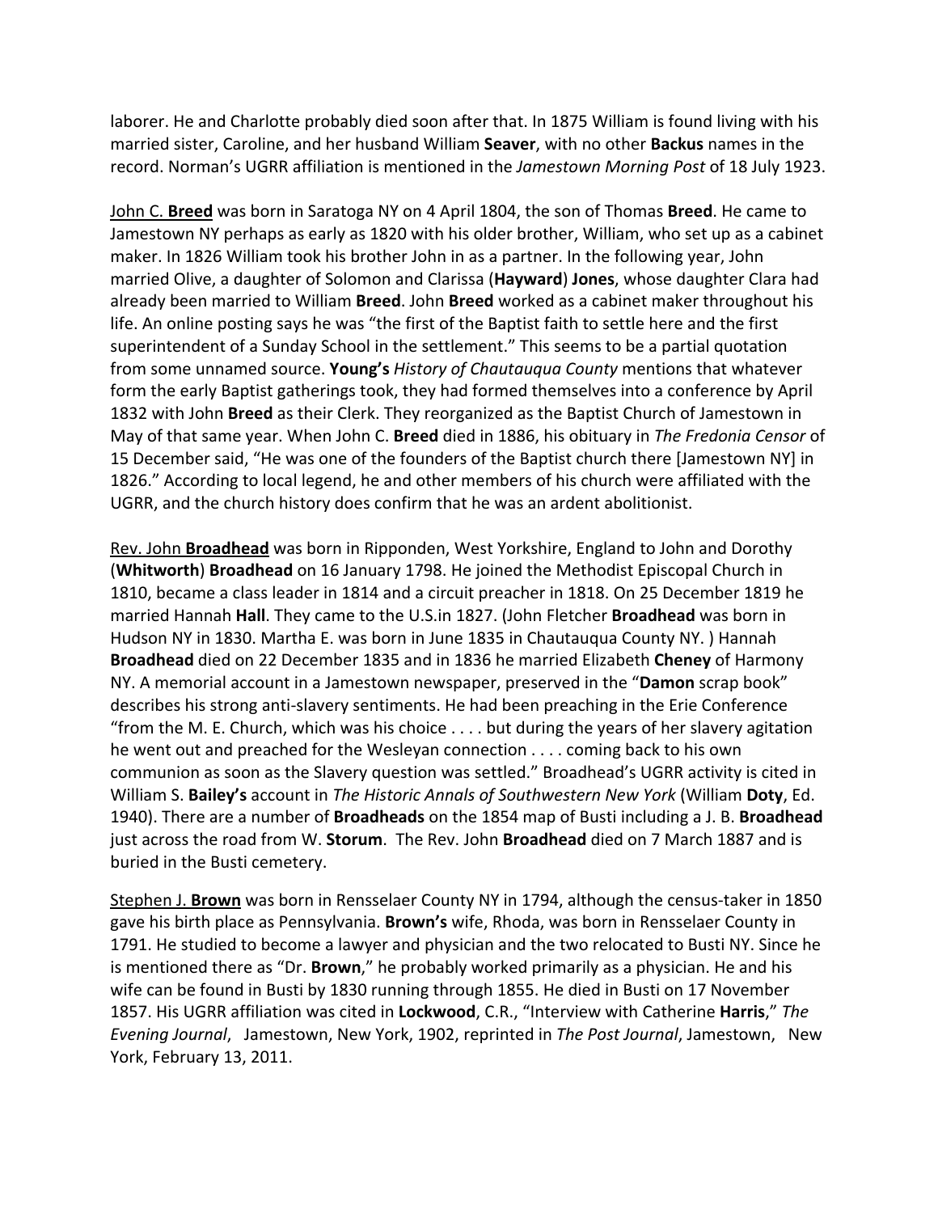laborer. He and Charlotte probably died soon after that. In 1875 William is found living with his married sister, Caroline, and her husband William **Seaver**, with no other **Backus** names in the record. Norman's UGRR affiliation is mentioned in the *Jamestown Morning Post* of 18 July 1923.

John C. **Breed** was born in Saratoga NY on 4 April 1804, the son of Thomas **Breed**. He came to Jamestown NY perhaps as early as 1820 with his older brother, William, who set up as a cabinet maker. In 1826 William took his brother John in as a partner. In the following year, John married Olive, a daughter of Solomon and Clarissa (**Hayward**) **Jones**, whose daughter Clara had already been married to William **Breed**. John **Breed** worked as a cabinet maker throughout his life. An online posting says he was "the first of the Baptist faith to settle here and the first superintendent of a Sunday School in the settlement." This seems to be a partial quotation from some unnamed source. **Young's** *History of Chautauqua County* mentions that whatever form the early Baptist gatherings took, they had formed themselves into a conference by April 1832 with John **Breed** as their Clerk. They reorganized as the Baptist Church of Jamestown in May of that same year. When John C. **Breed** died in 1886, his obituary in *The Fredonia Censor* of 15 December said, "He was one of the founders of the Baptist church there [Jamestown NY] in 1826." According to local legend, he and other members of his church were affiliated with the UGRR, and the church history does confirm that he was an ardent abolitionist.

Rev. John **Broadhead** was born in Ripponden, West Yorkshire, England to John and Dorothy (**Whitworth**) **Broadhead** on 16 January 1798. He joined the Methodist Episcopal Church in 1810, became a class leader in 1814 and a circuit preacher in 1818. On 25 December 1819 he married Hannah **Hall**. They came to the U.S.in 1827. (John Fletcher **Broadhead** was born in Hudson NY in 1830. Martha E. was born in June 1835 in Chautauqua County NY. ) Hannah **Broadhead** died on 22 December 1835 and in 1836 he married Elizabeth **Cheney** of Harmony NY. A memorial account in a Jamestown newspaper, preserved in the "**Damon** scrap book" describes his strong anti-slavery sentiments. He had been preaching in the Erie Conference "from the M. E. Church, which was his choice . . . . but during the years of her slavery agitation he went out and preached for the Wesleyan connection . . . . coming back to his own communion as soon as the Slavery question was settled." Broadhead's UGRR activity is cited in William S. **Bailey's** account in *The Historic Annals of Southwestern New York* (William **Doty**, Ed. 1940). There are a number of **Broadheads** on the 1854 map of Busti including a J. B. **Broadhead** just across the road from W. **Storum**. The Rev. John **Broadhead** died on 7 March 1887 and is buried in the Busti cemetery.

Stephen J. **Brown** was born in Rensselaer County NY in 1794, although the census-taker in 1850 gave his birth place as Pennsylvania. **Brown's** wife, Rhoda, was born in Rensselaer County in 1791. He studied to become a lawyer and physician and the two relocated to Busti NY. Since he is mentioned there as "Dr. **Brown**," he probably worked primarily as a physician. He and his wife can be found in Busti by 1830 running through 1855. He died in Busti on 17 November 1857. His UGRR affiliation was cited in **Lockwood**, C.R., "Interview with Catherine **Harris**," *The Evening Journal*, Jamestown, New York, 1902, reprinted in *The Post Journal*, Jamestown, New York, February 13, 2011.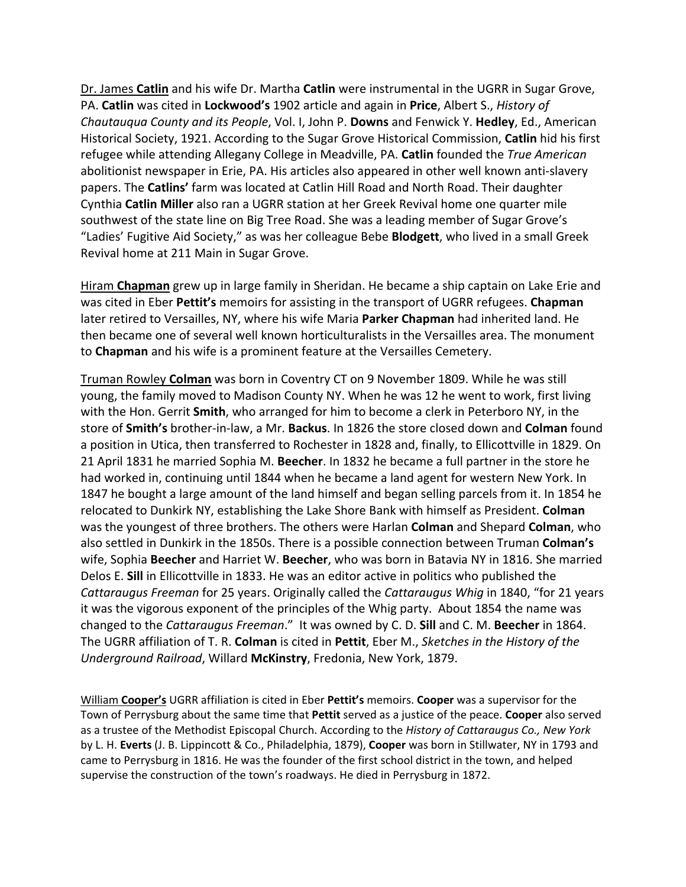<u>Dr. James **Catlin**</u> and his wife Dr. Martha **Catlin** were instrumental in the UGRR in Sugar Grove, PA. **Catlin** was cited in **Lockwood's** 1902 article and again in **Price**, Albert S., *History of Chautauqua County and its People*, Vol. I, John P. **Downs** and Fenwick Y. **Hedley**, Ed., American Historical Society, 1921. According to the Sugar Grove Historical Commission, **Catlin** hid his first refugee while attending Allegany College in Meadville, PA. **Catlin** founded the *True American* abolitionist newspaper in Erie, PA. His articles also appeared in other well known anti-slavery papers. The **Catlins'** farm was located at Catlin Hill Road and North Road. Their daughter Cynthia **Catlin Miller** also ran a UGRR station at her Greek Revival home one quarter mile southwest of the state line on Big Tree Road. She was a leading member of Sugar Grove's "Ladies' Fugitive Aid Society," as was her colleague Bebe **Blodgett**, who lived in a small Greek Revival home at 211 Main in Sugar Grove.

<u>Hiram **Chapman**</u> grew up in large family in Sheridan. He became a ship captain on Lake Erie and was cited in Eber **Pettit's** memoirs for assisting in the transport of UGRR refugees. **Chapman** later retired to Versailles, NY, where his wife Maria **Parker Chapman** had inherited land. He then became one of several well known horticulturalists in the Versailles area. The monument to **Chapman** and his wife is a prominent feature at the Versailles Cemetery.

<u>Truman Rowley **Colman**</u> was born in Coventry CT on 9 November 1809. While he was still young, the family moved to Madison County NY. When he was 12 he went to work, first living with the Hon. Gerrit **Smith**, who arranged for him to become a clerk in Peterboro NY, in the store of **Smith's** brother-in-law, a Mr. **Backus**. In 1826 the store closed down and **Colman** found a position in Utica, then transferred to Rochester in 1828 and, finally, to Ellicottville in 1829. On 21 April 1831 he married Sophia M. **Beecher**. In 1832 he became a full partner in the store he had worked in, continuing until 1844 when he became a land agent for western New York. In 1847 he bought a large amount of the land himself and began selling parcels from it. In 1854 he relocated to Dunkirk NY, establishing the Lake Shore Bank with himself as President. **Colman** was the youngest of three brothers. The others were Harlan **Colman** and Shepard **Colman**, who also settled in Dunkirk in the 1850s. There is a possible connection between Truman **Colman's** wife, Sophia **Beecher** and Harriet W. **Beecher**, who was born in Batavia NY in 1816. She married Delos E. **Sill** in Ellicottville in 1833. He was an editor active in politics who published the *Cattaraugus Freeman* for 25 years. Originally called the *Cattaraugus Whig* in 1840, "for 21 years it was the vigorous exponent of the principles of the Whig party. About 1854 the name was changed to the *Cattaraugus Freeman*." It was owned by C. D. **Sill** and C. M. **Beecher** in 1864. The UGRR affiliation of T. R. **Colman** is cited in **Pettit**, Eber M., *Sketches in the History of the Underground Railroad*, Willard **McKinstry**, Fredonia, New York, 1879.

<u>William **Cooper's**</u> UGRR affiliation is cited in Eber **Pettit's** memoirs. **Cooper** was a supervisor for the Town of Perrysburg about the same time that **Pettit** served as a justice of the peace. **Cooper** also served as a trustee of the Methodist Episcopal Church. According to the *History of Cattaraugus Co., New York* by L. H. **Everts** (J. B. Lippincott & Co., Philadelphia, 1879), **Cooper** was born in Stillwater, NY in 1793 and came to Perrysburg in 1816. He was the founder of the first school district in the town, and helped supervise the construction of the town's roadways. He died in Perrysburg in 1872.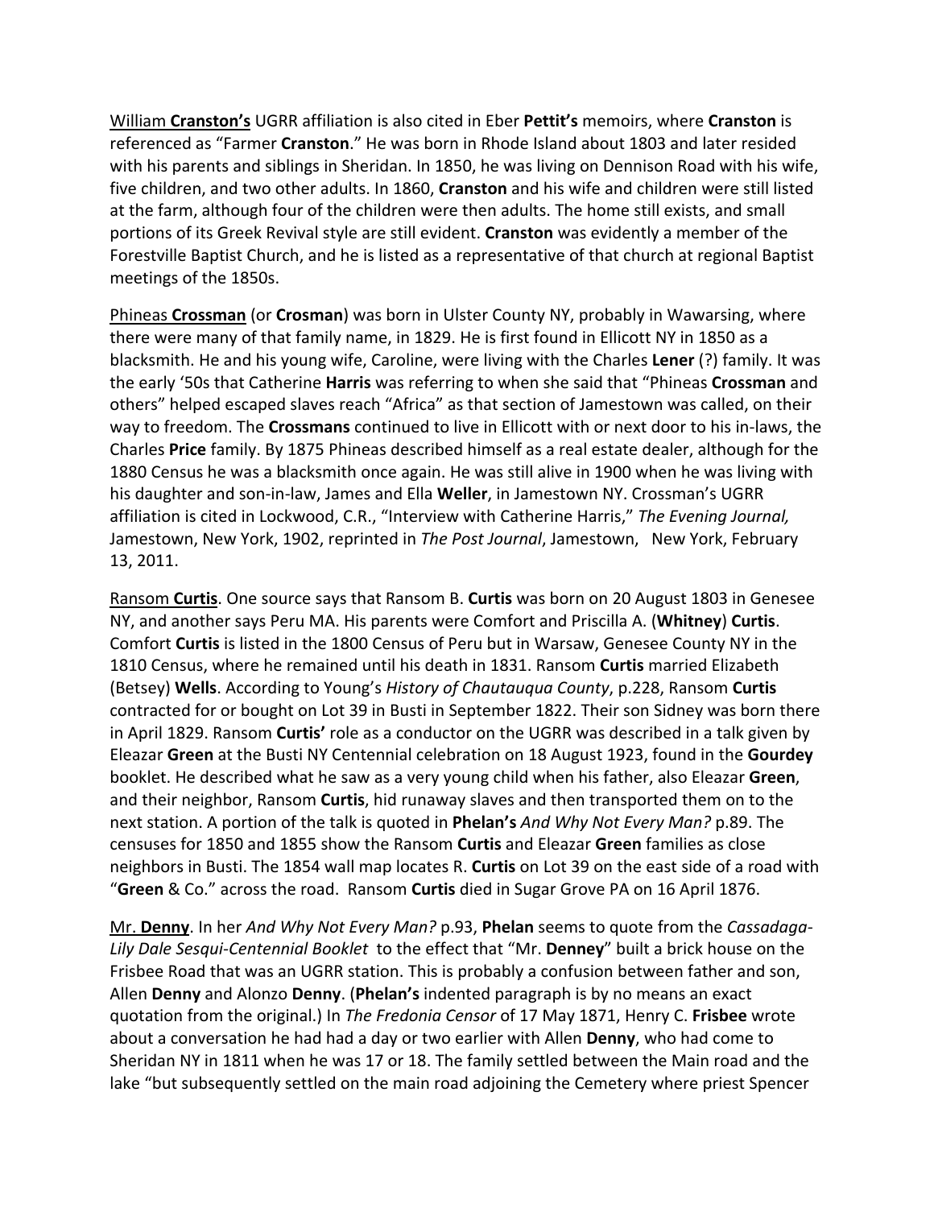William **Cranston's** UGRR affiliation is also cited in Eber **Pettit's** memoirs, where **Cranston** is referenced as "Farmer **Cranston**." He was born in Rhode Island about 1803 and later resided with his parents and siblings in Sheridan. In 1850, he was living on Dennison Road with his wife, five children, and two other adults. In 1860, **Cranston** and his wife and children were still listed at the farm, although four of the children were then adults. The home still exists, and small portions of its Greek Revival style are still evident. **Cranston** was evidently a member of the Forestville Baptist Church, and he is listed as a representative of that church at regional Baptist meetings of the 1850s.

Phineas **Crossman** (or **Crosman**) was born in Ulster County NY, probably in Wawarsing, where there were many of that family name, in 1829. He is first found in Ellicott NY in 1850 as a blacksmith. He and his young wife, Caroline, were living with the Charles **Lener** (?) family. It was the early '50s that Catherine **Harris** was referring to when she said that "Phineas **Crossman** and others" helped escaped slaves reach "Africa" as that section of Jamestown was called, on their way to freedom. The **Crossmans** continued to live in Ellicott with or next door to his in-laws, the Charles **Price** family. By 1875 Phineas described himself as a real estate dealer, although for the 1880 Census he was a blacksmith once again. He was still alive in 1900 when he was living with his daughter and son-in-law, James and Ella **Weller**, in Jamestown NY. Crossman's UGRR affiliation is cited in Lockwood, C.R., "Interview with Catherine Harris," *The Evening Journal,* Jamestown, New York, 1902, reprinted in *The Post Journal*, Jamestown, New York, February 13, 2011.

Ransom **Curtis**. One source says that Ransom B. **Curtis** was born on 20 August 1803 in Genesee NY, and another says Peru MA. His parents were Comfort and Priscilla A. (**Whitney**) **Curtis**. Comfort **Curtis** is listed in the 1800 Census of Peru but in Warsaw, Genesee County NY in the 1810 Census, where he remained until his death in 1831. Ransom **Curtis** married Elizabeth (Betsey) **Wells**. According to Young's *History of Chautauqua County*, p.228, Ransom **Curtis** contracted for or bought on Lot 39 in Busti in September 1822. Their son Sidney was born there in April 1829. Ransom **Curtis'** role as a conductor on the UGRR was described in a talk given by Eleazar **Green** at the Busti NY Centennial celebration on 18 August 1923, found in the **Gourdey** booklet. He described what he saw as a very young child when his father, also Eleazar **Green**, and their neighbor, Ransom **Curtis**, hid runaway slaves and then transported them on to the next station. A portion of the talk is quoted in **Phelan's** *And Why Not Every Man?* p.89. The censuses for 1850 and 1855 show the Ransom **Curtis** and Eleazar **Green** families as close neighbors in Busti. The 1854 wall map locates R. **Curtis** on Lot 39 on the east side of a road with "**Green** & Co." across the road. Ransom **Curtis** died in Sugar Grove PA on 16 April 1876.

Mr. **Denny**. In her *And Why Not Every Man?* p.93, **Phelan** seems to quote from the *Cassadaga-Lily Dale Sesqui-Centennial Booklet* to the effect that "Mr. **Denney**" built a brick house on the Frisbee Road that was an UGRR station. This is probably a confusion between father and son, Allen **Denny** and Alonzo **Denny**. (**Phelan's** indented paragraph is by no means an exact quotation from the original.) In *The Fredonia Censor* of 17 May 1871, Henry C. **Frisbee** wrote about a conversation he had had a day or two earlier with Allen **Denny**, who had come to Sheridan NY in 1811 when he was 17 or 18. The family settled between the Main road and the lake "but subsequently settled on the main road adjoining the Cemetery where priest Spencer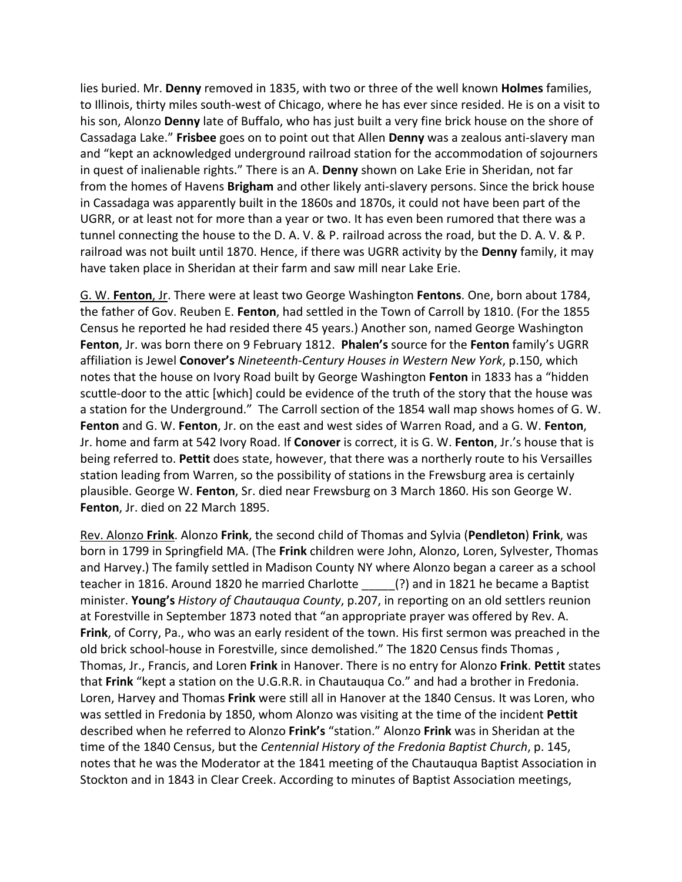lies buried. Mr. **Denny** removed in 1835, with two or three of the well known **Holmes** families, to Illinois, thirty miles south-west of Chicago, where he has ever since resided. He is on a visit to his son, Alonzo **Denny** late of Buffalo, who has just built a very fine brick house on the shore of Cassadaga Lake." **Frisbee** goes on to point out that Allen **Denny** was a zealous anti-slavery man and "kept an acknowledged underground railroad station for the accommodation of sojourners in quest of inalienable rights." There is an A. **Denny** shown on Lake Erie in Sheridan, not far from the homes of Havens **Brigham** and other likely anti-slavery persons. Since the brick house in Cassadaga was apparently built in the 1860s and 1870s, it could not have been part of the UGRR, or at least not for more than a year or two. It has even been rumored that there was a tunnel connecting the house to the D. A. V. & P. railroad across the road, but the D. A. V. & P. railroad was not built until 1870. Hence, if there was UGRR activity by the **Denny** family, it may have taken place in Sheridan at their farm and saw mill near Lake Erie.

<u>G. W. **Fenton**, Jr</u>. There were at least two George Washington **Fentons**. One, born about 1784, the father of Gov. Reuben E. **Fenton**, had settled in the Town of Carroll by 1810. (For the 1855 Census he reported he had resided there 45 years.) Another son, named George Washington **Fenton**, Jr. was born there on 9 February 1812. **Phalen's** source for the **Fenton** family's UGRR affiliation is Jewel **Conover's** *Nineteenth-Century Houses in Western New York*, p.150, which notes that the house on Ivory Road built by George Washington **Fenton** in 1833 has a "hidden scuttle-door to the attic [which] could be evidence of the truth of the story that the house was a station for the Underground." The Carroll section of the 1854 wall map shows homes of G. W. **Fenton** and G. W. **Fenton**, Jr. on the east and west sides of Warren Road, and a G. W. **Fenton**, Jr. home and farm at 542 Ivory Road. If **Conover** is correct, it is G. W. **Fenton**, Jr.'s house that is being referred to. **Pettit** does state, however, that there was a northerly route to his Versailles station leading from Warren, so the possibility of stations in the Frewsburg area is certainly plausible. George W. **Fenton**, Sr. died near Frewsburg on 3 March 1860. His son George W. **Fenton**, Jr. died on 22 March 1895.

<u>Rev. Alonzo **Frink**</u>. Alonzo **Frink**, the second child of Thomas and Sylvia (**Pendleton**) **Frink**, was born in 1799 in Springfield MA. (The **Frink** children were John, Alonzo, Loren, Sylvester, Thomas and Harvey.) The family settled in Madison County NY where Alonzo began a career as a school teacher in 1816. Around 1820 he married Charlotte _____(?) and in 1821 he became a Baptist minister. **Young's** *History of Chautauqua County*, p.207, in reporting on an old settlers reunion at Forestville in September 1873 noted that "an appropriate prayer was offered by Rev. A. **Frink**, of Corry, Pa., who was an early resident of the town. His first sermon was preached in the old brick school-house in Forestville, since demolished." The 1820 Census finds Thomas , Thomas, Jr., Francis, and Loren **Frink** in Hanover. There is no entry for Alonzo **Frink**. **Pettit** states that **Frink** "kept a station on the U.G.R.R. in Chautauqua Co." and had a brother in Fredonia. Loren, Harvey and Thomas **Frink** were still all in Hanover at the 1840 Census. It was Loren, who was settled in Fredonia by 1850, whom Alonzo was visiting at the time of the incident **Pettit** described when he referred to Alonzo **Frink's** "station." Alonzo **Frink** was in Sheridan at the time of the 1840 Census, but the *Centennial History of the Fredonia Baptist Church*, p. 145, notes that he was the Moderator at the 1841 meeting of the Chautauqua Baptist Association in Stockton and in 1843 in Clear Creek. According to minutes of Baptist Association meetings,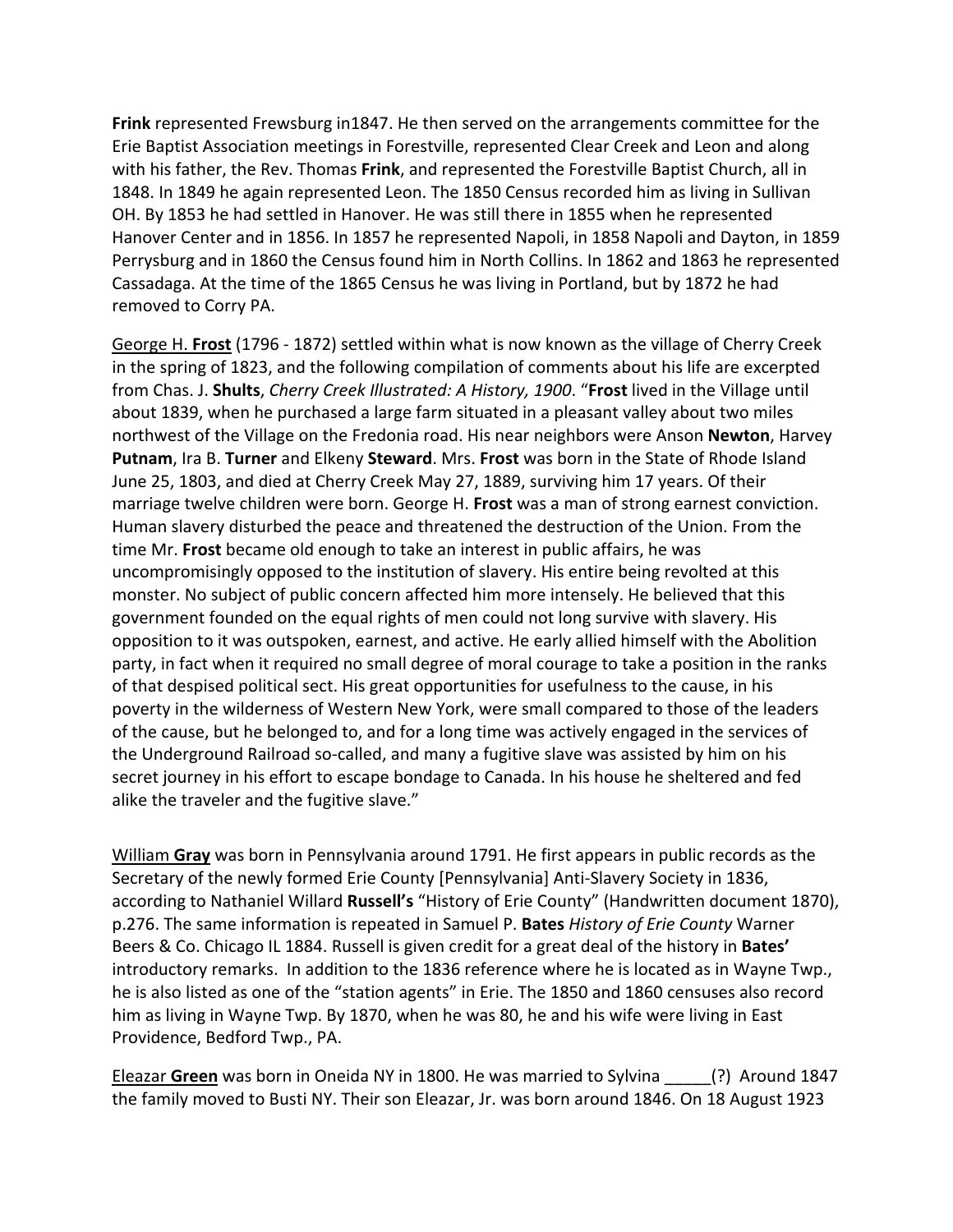**Frink** represented Frewsburg in1847. He then served on the arrangements committee for the Erie Baptist Association meetings in Forestville, represented Clear Creek and Leon and along with his father, the Rev. Thomas **Frink**, and represented the Forestville Baptist Church, all in 1848. In 1849 he again represented Leon. The 1850 Census recorded him as living in Sullivan OH. By 1853 he had settled in Hanover. He was still there in 1855 when he represented Hanover Center and in 1856. In 1857 he represented Napoli, in 1858 Napoli and Dayton, in 1859 Perrysburg and in 1860 the Census found him in North Collins. In 1862 and 1863 he represented Cassadaga. At the time of the 1865 Census he was living in Portland, but by 1872 he had removed to Corry PA.

George H. **Frost** (1796 - 1872) settled within what is now known as the village of Cherry Creek in the spring of 1823, and the following compilation of comments about his life are excerpted from Chas. J. **Shults**, *Cherry Creek Illustrated: A History, 1900*. "**Frost** lived in the Village until about 1839, when he purchased a large farm situated in a pleasant valley about two miles northwest of the Village on the Fredonia road. His near neighbors were Anson **Newton**, Harvey **Putnam**, Ira B. **Turner** and Elkeny **Steward**. Mrs. **Frost** was born in the State of Rhode Island June 25, 1803, and died at Cherry Creek May 27, 1889, surviving him 17 years. Of their marriage twelve children were born. George H. **Frost** was a man of strong earnest conviction. Human slavery disturbed the peace and threatened the destruction of the Union. From the time Mr. **Frost** became old enough to take an interest in public affairs, he was uncompromisingly opposed to the institution of slavery. His entire being revolted at this monster. No subject of public concern affected him more intensely. He believed that this government founded on the equal rights of men could not long survive with slavery. His opposition to it was outspoken, earnest, and active. He early allied himself with the Abolition party, in fact when it required no small degree of moral courage to take a position in the ranks of that despised political sect. His great opportunities for usefulness to the cause, in his poverty in the wilderness of Western New York, were small compared to those of the leaders of the cause, but he belonged to, and for a long time was actively engaged in the services of the Underground Railroad so-called, and many a fugitive slave was assisted by him on his secret journey in his effort to escape bondage to Canada. In his house he sheltered and fed alike the traveler and the fugitive slave."

William **Gray** was born in Pennsylvania around 1791. He first appears in public records as the Secretary of the newly formed Erie County [Pennsylvania] Anti-Slavery Society in 1836, according to Nathaniel Willard **Russell's** "History of Erie County" (Handwritten document 1870), p.276. The same information is repeated in Samuel P. **Bates** *History of Erie County* Warner Beers & Co. Chicago IL 1884. Russell is given credit for a great deal of the history in **Bates'** introductory remarks. In addition to the 1836 reference where he is located as in Wayne Twp., he is also listed as one of the "station agents" in Erie. The 1850 and 1860 censuses also record him as living in Wayne Twp. By 1870, when he was 80, he and his wife were living in East Providence, Bedford Twp., PA.

Eleazar **Green** was born in Oneida NY in 1800. He was married to Sylvina _____(?) Around 1847 the family moved to Busti NY. Their son Eleazar, Jr. was born around 1846. On 18 August 1923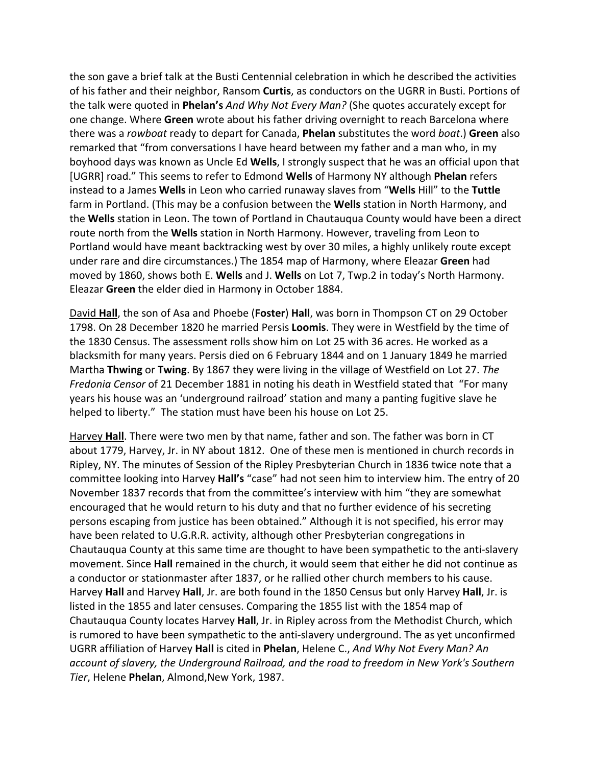the son gave a brief talk at the Busti Centennial celebration in which he described the activities of his father and their neighbor, Ransom **Curtis**, as conductors on the UGRR in Busti. Portions of the talk were quoted in **Phelan's** *And Why Not Every Man?* (She quotes accurately except for one change. Where **Green** wrote about his father driving overnight to reach Barcelona where there was a *rowboat* ready to depart for Canada, **Phelan** substitutes the word *boat*.) **Green** also remarked that "from conversations I have heard between my father and a man who, in my boyhood days was known as Uncle Ed **Wells**, I strongly suspect that he was an official upon that [UGRR] road." This seems to refer to Edmond **Wells** of Harmony NY although **Phelan** refers instead to a James **Wells** in Leon who carried runaway slaves from "**Wells** Hill" to the **Tuttle** farm in Portland. (This may be a confusion between the **Wells** station in North Harmony, and the **Wells** station in Leon. The town of Portland in Chautauqua County would have been a direct route north from the **Wells** station in North Harmony. However, traveling from Leon to Portland would have meant backtracking west by over 30 miles, a highly unlikely route except under rare and dire circumstances.) The 1854 map of Harmony, where Eleazar **Green** had moved by 1860, shows both E. **Wells** and J. **Wells** on Lot 7, Twp.2 in today's North Harmony. Eleazar **Green** the elder died in Harmony in October 1884.

<u>David **Hall**</u>, the son of Asa and Phoebe (**Foster**) **Hall**, was born in Thompson CT on 29 October 1798. On 28 December 1820 he married Persis **Loomis**. They were in Westfield by the time of the 1830 Census. The assessment rolls show him on Lot 25 with 36 acres. He worked as a blacksmith for many years. Persis died on 6 February 1844 and on 1 January 1849 he married Martha **Thwing** or **Twing**. By 1867 they were living in the village of Westfield on Lot 27. *The Fredonia Censor* of 21 December 1881 in noting his death in Westfield stated that "For many years his house was an 'underground railroad' station and many a panting fugitive slave he helped to liberty." The station must have been his house on Lot 25.

<u>Harvey **Hall**</u>. There were two men by that name, father and son. The father was born in CT about 1779, Harvey, Jr. in NY about 1812. One of these men is mentioned in church records in Ripley, NY. The minutes of Session of the Ripley Presbyterian Church in 1836 twice note that a committee looking into Harvey **Hall's** "case" had not seen him to interview him. The entry of 20 November 1837 records that from the committee's interview with him "they are somewhat encouraged that he would return to his duty and that no further evidence of his secreting persons escaping from justice has been obtained." Although it is not specified, his error may have been related to U.G.R.R. activity, although other Presbyterian congregations in Chautauqua County at this same time are thought to have been sympathetic to the anti-slavery movement. Since **Hall** remained in the church, it would seem that either he did not continue as a conductor or stationmaster after 1837, or he rallied other church members to his cause. Harvey **Hall** and Harvey **Hall**, Jr. are both found in the 1850 Census but only Harvey **Hall**, Jr. is listed in the 1855 and later censuses. Comparing the 1855 list with the 1854 map of Chautauqua County locates Harvey **Hall**, Jr. in Ripley across from the Methodist Church, which is rumored to have been sympathetic to the anti-slavery underground. The as yet unconfirmed UGRR affiliation of Harvey **Hall** is cited in **Phelan**, Helene C., *And Why Not Every Man? An account of slavery, the Underground Railroad, and the road to freedom in New York's Southern Tier*, Helene **Phelan**, Almond,New York, 1987.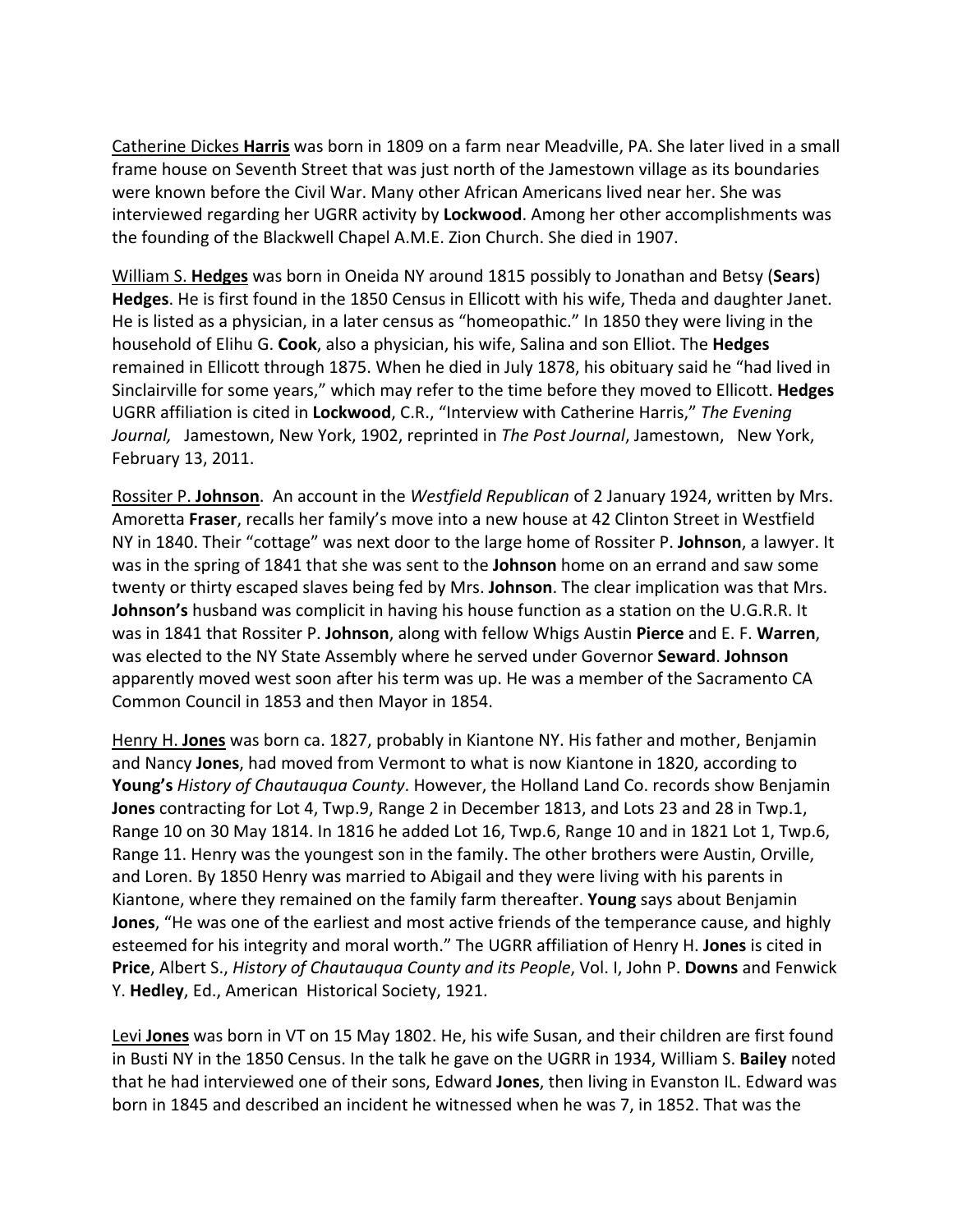<u>Catherine Dickes</u> **<u>Harris</u>** was born in 1809 on a farm near Meadville, PA. She later lived in a small frame house on Seventh Street that was just north of the Jamestown village as its boundaries were known before the Civil War. Many other African Americans lived near her. She was interviewed regarding her UGRR activity by **Lockwood**. Among her other accomplishments was the founding of the Blackwell Chapel A.M.E. Zion Church. She died in 1907.

<u>William S.</u> **<u>Hedges</u>** was born in Oneida NY around 1815 possibly to Jonathan and Betsy (**Sears**) **Hedges**. He is first found in the 1850 Census in Ellicott with his wife, Theda and daughter Janet. He is listed as a physician, in a later census as "homeopathic." In 1850 they were living in the household of Elihu G. **Cook**, also a physician, his wife, Salina and son Elliot. The **Hedges** remained in Ellicott through 1875. When he died in July 1878, his obituary said he "had lived in Sinclairville for some years," which may refer to the time before they moved to Ellicott. **Hedges** UGRR affiliation is cited in **Lockwood**, C.R., "Interview with Catherine Harris," *The Evening Journal,* Jamestown, New York, 1902, reprinted in *The Post Journal*, Jamestown, New York, February 13, 2011.

<u>Rossiter P.</u> **<u>Johnson</u>**. An account in the *Westfield Republican* of 2 January 1924, written by Mrs. Amoretta **Fraser**, recalls her family's move into a new house at 42 Clinton Street in Westfield NY in 1840. Their "cottage" was next door to the large home of Rossiter P. **Johnson**, a lawyer. It was in the spring of 1841 that she was sent to the **Johnson** home on an errand and saw some twenty or thirty escaped slaves being fed by Mrs. **Johnson**. The clear implication was that Mrs. **Johnson's** husband was complicit in having his house function as a station on the U.G.R.R. It was in 1841 that Rossiter P. **Johnson**, along with fellow Whigs Austin **Pierce** and E. F. **Warren**, was elected to the NY State Assembly where he served under Governor **Seward**. **Johnson** apparently moved west soon after his term was up. He was a member of the Sacramento CA Common Council in 1853 and then Mayor in 1854.

<u>Henry H.</u> **<u>Jones</u>** was born ca. 1827, probably in Kiantone NY. His father and mother, Benjamin and Nancy **Jones**, had moved from Vermont to what is now Kiantone in 1820, according to **Young's** *History of Chautauqua County*. However, the Holland Land Co. records show Benjamin **Jones** contracting for Lot 4, Twp.9, Range 2 in December 1813, and Lots 23 and 28 in Twp.1, Range 10 on 30 May 1814. In 1816 he added Lot 16, Twp.6, Range 10 and in 1821 Lot 1, Twp.6, Range 11. Henry was the youngest son in the family. The other brothers were Austin, Orville, and Loren. By 1850 Henry was married to Abigail and they were living with his parents in Kiantone, where they remained on the family farm thereafter. **Young** says about Benjamin **Jones**, "He was one of the earliest and most active friends of the temperance cause, and highly esteemed for his integrity and moral worth." The UGRR affiliation of Henry H. **Jones** is cited in **Price**, Albert S., *History of Chautauqua County and its People*, Vol. I, John P. **Downs** and Fenwick Y. **Hedley**, Ed., American Historical Society, 1921.

<u>Levi</u> **<u>Jones</u>** was born in VT on 15 May 1802. He, his wife Susan, and their children are first found in Busti NY in the 1850 Census. In the talk he gave on the UGRR in 1934, William S. **Bailey** noted that he had interviewed one of their sons, Edward **Jones**, then living in Evanston IL. Edward was born in 1845 and described an incident he witnessed when he was 7, in 1852. That was the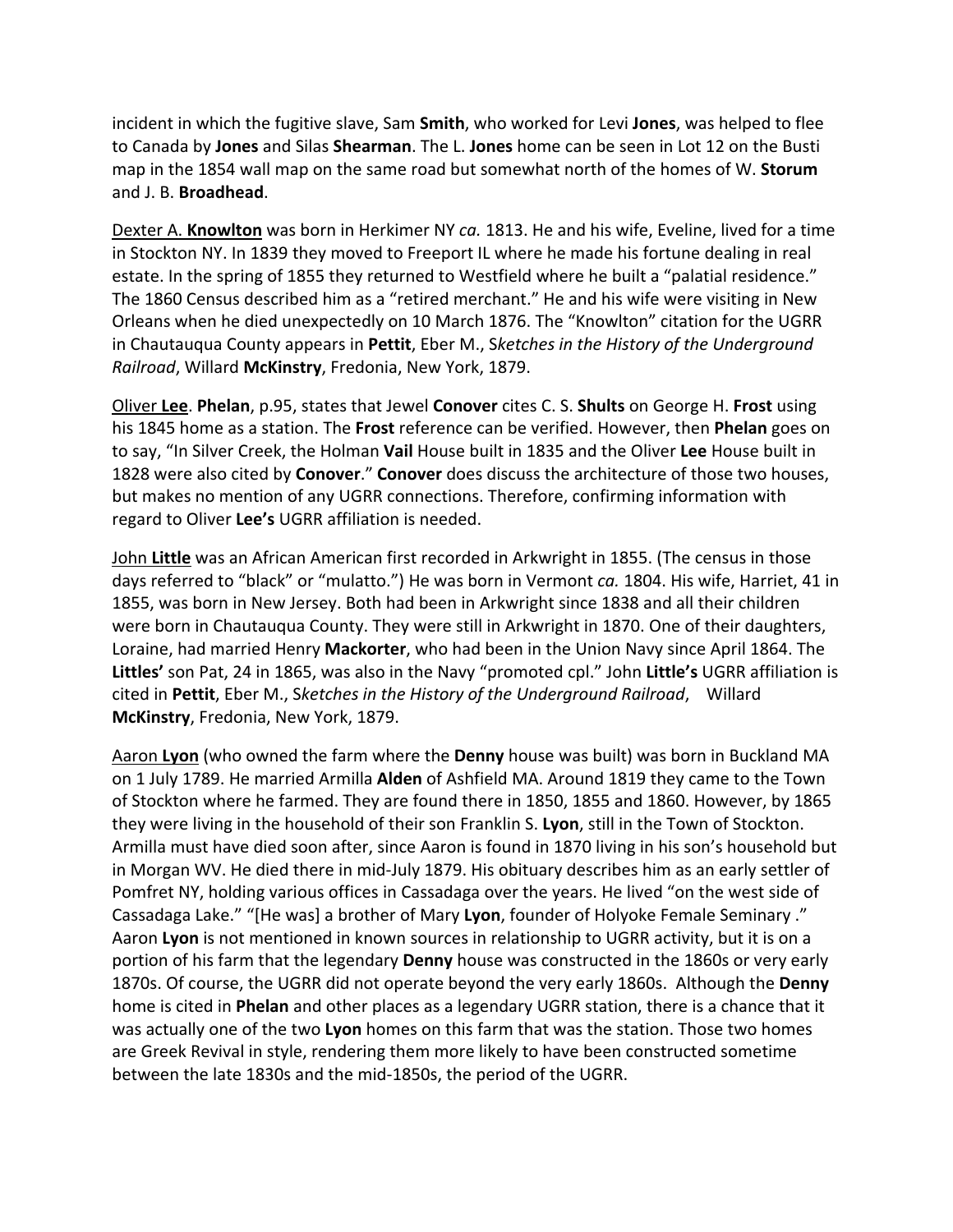incident in which the fugitive slave, Sam **Smith**, who worked for Levi **Jones**, was helped to flee to Canada by **Jones** and Silas **Shearman**. The L. **Jones** home can be seen in Lot 12 on the Busti map in the 1854 wall map on the same road but somewhat north of the homes of W. **Storum** and J. B. **Broadhead**.

<u>Dexter A. **Knowlton**</u> was born in Herkimer NY *ca.* 1813. He and his wife, Eveline, lived for a time in Stockton NY. In 1839 they moved to Freeport IL where he made his fortune dealing in real estate. In the spring of 1855 they returned to Westfield where he built a "palatial residence." The 1860 Census described him as a "retired merchant." He and his wife were visiting in New Orleans when he died unexpectedly on 10 March 1876. The "Knowlton" citation for the UGRR in Chautauqua County appears in **Pettit**, Eber M., S*ketches in the History of the Underground Railroad*, Willard **McKinstry**, Fredonia, New York, 1879.

<u>Oliver **Lee**</u>. **Phelan**, p.95, states that Jewel **Conover** cites C. S. **Shults** on George H. **Frost** using his 1845 home as a station. The **Frost** reference can be verified. However, then **Phelan** goes on to say, "In Silver Creek, the Holman **Vail** House built in 1835 and the Oliver **Lee** House built in 1828 were also cited by **Conover**." **Conover** does discuss the architecture of those two houses, but makes no mention of any UGRR connections. Therefore, confirming information with regard to Oliver **Lee's** UGRR affiliation is needed.

<u>John **Little**</u> was an African American first recorded in Arkwright in 1855. (The census in those days referred to "black" or "mulatto.") He was born in Vermont *ca.* 1804. His wife, Harriet, 41 in 1855, was born in New Jersey. Both had been in Arkwright since 1838 and all their children were born in Chautauqua County. They were still in Arkwright in 1870. One of their daughters, Loraine, had married Henry **Mackorter**, who had been in the Union Navy since April 1864. The **Littles'** son Pat, 24 in 1865, was also in the Navy "promoted cpl." John **Little's** UGRR affiliation is cited in **Pettit**, Eber M., S*ketches in the History of the Underground Railroad*, Willard **McKinstry**, Fredonia, New York, 1879.

<u>Aaron **Lyon**</u> (who owned the farm where the **Denny** house was built) was born in Buckland MA on 1 July 1789. He married Armilla **Alden** of Ashfield MA. Around 1819 they came to the Town of Stockton where he farmed. They are found there in 1850, 1855 and 1860. However, by 1865 they were living in the household of their son Franklin S. **Lyon**, still in the Town of Stockton. Armilla must have died soon after, since Aaron is found in 1870 living in his son's household but in Morgan WV. He died there in mid-July 1879. His obituary describes him as an early settler of Pomfret NY, holding various offices in Cassadaga over the years. He lived "on the west side of Cassadaga Lake." "[He was] a brother of Mary **Lyon**, founder of Holyoke Female Seminary ." Aaron **Lyon** is not mentioned in known sources in relationship to UGRR activity, but it is on a portion of his farm that the legendary **Denny** house was constructed in the 1860s or very early 1870s. Of course, the UGRR did not operate beyond the very early 1860s. Although the **Denny** home is cited in **Phelan** and other places as a legendary UGRR station, there is a chance that it was actually one of the two **Lyon** homes on this farm that was the station. Those two homes are Greek Revival in style, rendering them more likely to have been constructed sometime between the late 1830s and the mid-1850s, the period of the UGRR.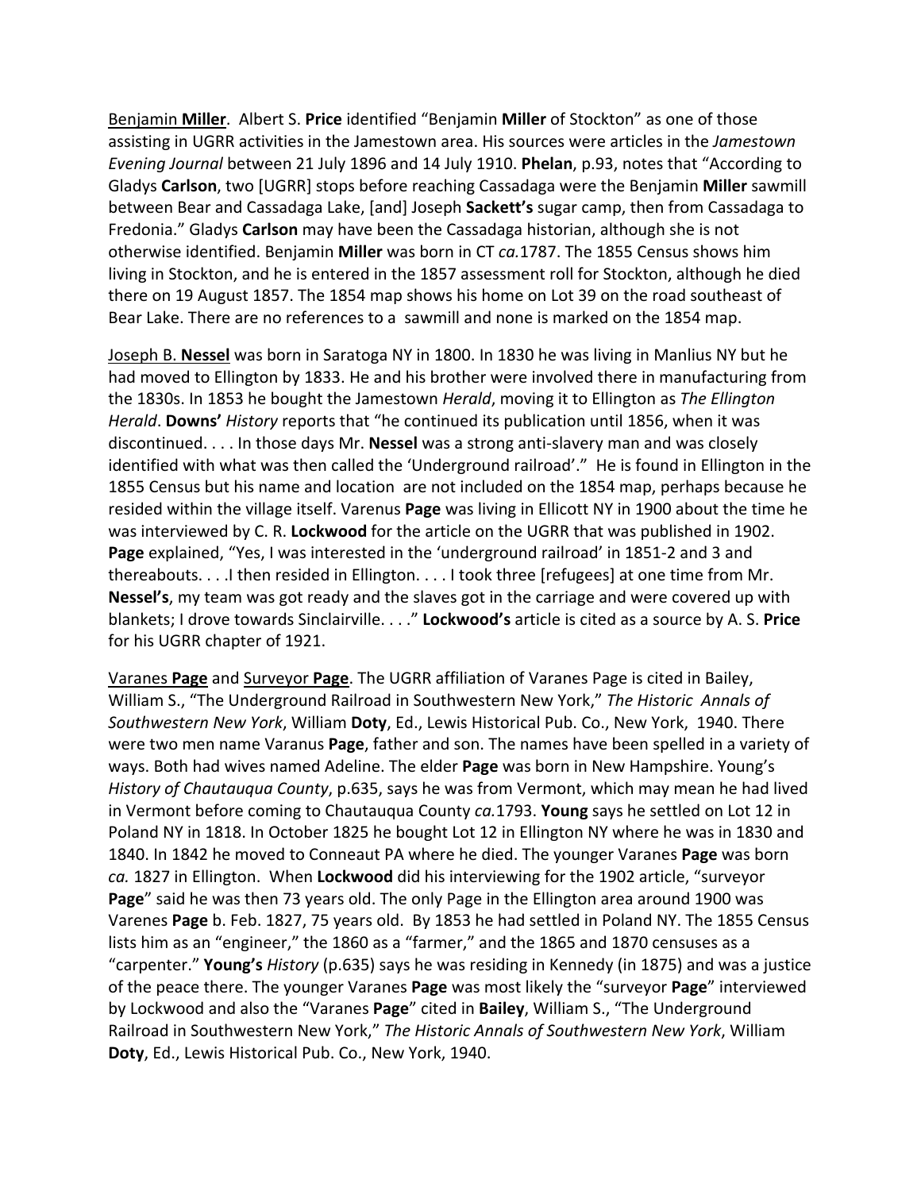Benjamin **Miller**. Albert S. **Price** identified "Benjamin **Miller** of Stockton" as one of those assisting in UGRR activities in the Jamestown area. His sources were articles in the *Jamestown Evening Journal* between 21 July 1896 and 14 July 1910. **Phelan**, p.93, notes that "According to Gladys **Carlson**, two [UGRR] stops before reaching Cassadaga were the Benjamin **Miller** sawmill between Bear and Cassadaga Lake, [and] Joseph **Sackett's** sugar camp, then from Cassadaga to Fredonia." Gladys **Carlson** may have been the Cassadaga historian, although she is not otherwise identified. Benjamin **Miller** was born in CT *ca.*1787. The 1855 Census shows him living in Stockton, and he is entered in the 1857 assessment roll for Stockton, although he died there on 19 August 1857. The 1854 map shows his home on Lot 39 on the road southeast of Bear Lake. There are no references to a sawmill and none is marked on the 1854 map.

Joseph B. **Nessel** was born in Saratoga NY in 1800. In 1830 he was living in Manlius NY but he had moved to Ellington by 1833. He and his brother were involved there in manufacturing from the 1830s. In 1853 he bought the Jamestown *Herald*, moving it to Ellington as *The Ellington Herald*. **Downs'** *History* reports that "he continued its publication until 1856, when it was discontinued. . . . In those days Mr. **Nessel** was a strong anti-slavery man and was closely identified with what was then called the 'Underground railroad'." He is found in Ellington in the 1855 Census but his name and location are not included on the 1854 map, perhaps because he resided within the village itself. Varenus **Page** was living in Ellicott NY in 1900 about the time he was interviewed by C. R. **Lockwood** for the article on the UGRR that was published in 1902. **Page** explained, "Yes, I was interested in the 'underground railroad' in 1851-2 and 3 and thereabouts. . . .I then resided in Ellington. . . . I took three [refugees] at one time from Mr. **Nessel's**, my team was got ready and the slaves got in the carriage and were covered up with blankets; I drove towards Sinclairville. . . ." **Lockwood's** article is cited as a source by A. S. **Price** for his UGRR chapter of 1921.

Varanes **Page** and Surveyor **Page**. The UGRR affiliation of Varanes Page is cited in Bailey, William S., "The Underground Railroad in Southwestern New York," *The Historic Annals of Southwestern New York*, William **Doty**, Ed., Lewis Historical Pub. Co., New York, 1940. There were two men name Varanus **Page**, father and son. The names have been spelled in a variety of ways. Both had wives named Adeline. The elder **Page** was born in New Hampshire. Young's *History of Chautauqua County*, p.635, says he was from Vermont, which may mean he had lived in Vermont before coming to Chautauqua County *ca.*1793. **Young** says he settled on Lot 12 in Poland NY in 1818. In October 1825 he bought Lot 12 in Ellington NY where he was in 1830 and 1840. In 1842 he moved to Conneaut PA where he died. The younger Varanes **Page** was born *ca.* 1827 in Ellington. When **Lockwood** did his interviewing for the 1902 article, "surveyor **Page**" said he was then 73 years old. The only Page in the Ellington area around 1900 was Varenes **Page** b. Feb. 1827, 75 years old. By 1853 he had settled in Poland NY. The 1855 Census lists him as an "engineer," the 1860 as a "farmer," and the 1865 and 1870 censuses as a "carpenter." **Young's** *History* (p.635) says he was residing in Kennedy (in 1875) and was a justice of the peace there. The younger Varanes **Page** was most likely the "surveyor **Page**" interviewed by Lockwood and also the "Varanes **Page**" cited in **Bailey**, William S., "The Underground Railroad in Southwestern New York," *The Historic Annals of Southwestern New York*, William **Doty**, Ed., Lewis Historical Pub. Co., New York, 1940.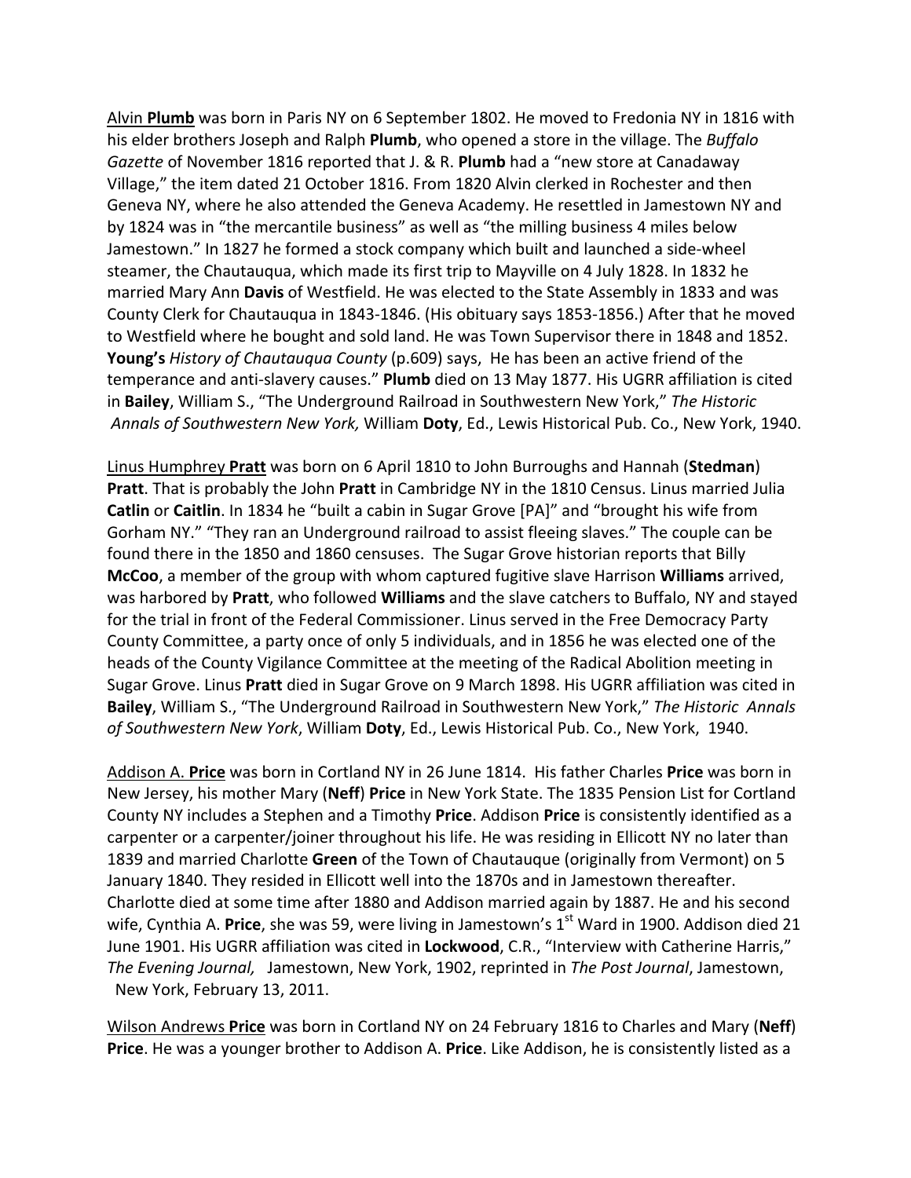Alvin **Plumb** was born in Paris NY on 6 September 1802. He moved to Fredonia NY in 1816 with his elder brothers Joseph and Ralph **Plumb**, who opened a store in the village. The *Buffalo Gazette* of November 1816 reported that J. & R. **Plumb** had a "new store at Canadaway Village," the item dated 21 October 1816. From 1820 Alvin clerked in Rochester and then Geneva NY, where he also attended the Geneva Academy. He resettled in Jamestown NY and by 1824 was in "the mercantile business" as well as "the milling business 4 miles below Jamestown." In 1827 he formed a stock company which built and launched a side-wheel steamer, the Chautauqua, which made its first trip to Mayville on 4 July 1828. In 1832 he married Mary Ann **Davis** of Westfield. He was elected to the State Assembly in 1833 and was County Clerk for Chautauqua in 1843-1846. (His obituary says 1853-1856.) After that he moved to Westfield where he bought and sold land. He was Town Supervisor there in 1848 and 1852. **Young's** *History of Chautauqua County* (p.609) says, He has been an active friend of the temperance and anti-slavery causes." **Plumb** died on 13 May 1877. His UGRR affiliation is cited in **Bailey**, William S., "The Underground Railroad in Southwestern New York," *The Historic Annals of Southwestern New York,* William **Doty**, Ed., Lewis Historical Pub. Co., New York, 1940.

Linus Humphrey **Pratt** was born on 6 April 1810 to John Burroughs and Hannah (**Stedman**) **Pratt**. That is probably the John **Pratt** in Cambridge NY in the 1810 Census. Linus married Julia **Catlin** or **Caitlin**. In 1834 he "built a cabin in Sugar Grove [PA]" and "brought his wife from Gorham NY." "They ran an Underground railroad to assist fleeing slaves." The couple can be found there in the 1850 and 1860 censuses. The Sugar Grove historian reports that Billy **McCoo**, a member of the group with whom captured fugitive slave Harrison **Williams** arrived, was harbored by **Pratt**, who followed **Williams** and the slave catchers to Buffalo, NY and stayed for the trial in front of the Federal Commissioner. Linus served in the Free Democracy Party County Committee, a party once of only 5 individuals, and in 1856 he was elected one of the heads of the County Vigilance Committee at the meeting of the Radical Abolition meeting in Sugar Grove. Linus **Pratt** died in Sugar Grove on 9 March 1898. His UGRR affiliation was cited in **Bailey**, William S., "The Underground Railroad in Southwestern New York," *The Historic Annals of Southwestern New York*, William **Doty**, Ed., Lewis Historical Pub. Co., New York, 1940.

Addison A. **Price** was born in Cortland NY in 26 June 1814. His father Charles **Price** was born in New Jersey, his mother Mary (**Neff**) **Price** in New York State. The 1835 Pension List for Cortland County NY includes a Stephen and a Timothy **Price**. Addison **Price** is consistently identified as a carpenter or a carpenter/joiner throughout his life. He was residing in Ellicott NY no later than 1839 and married Charlotte **Green** of the Town of Chautauque (originally from Vermont) on 5 January 1840. They resided in Ellicott well into the 1870s and in Jamestown thereafter. Charlotte died at some time after 1880 and Addison married again by 1887. He and his second wife, Cynthia A. **Price**, she was 59, were living in Jamestown's 1st Ward in 1900. Addison died 21 June 1901. His UGRR affiliation was cited in **Lockwood**, C.R., "Interview with Catherine Harris," *The Evening Journal,* Jamestown, New York, 1902, reprinted in *The Post Journal*, Jamestown, New York, February 13, 2011.

Wilson Andrews **Price** was born in Cortland NY on 24 February 1816 to Charles and Mary (**Neff**) **Price**. He was a younger brother to Addison A. **Price**. Like Addison, he is consistently listed as a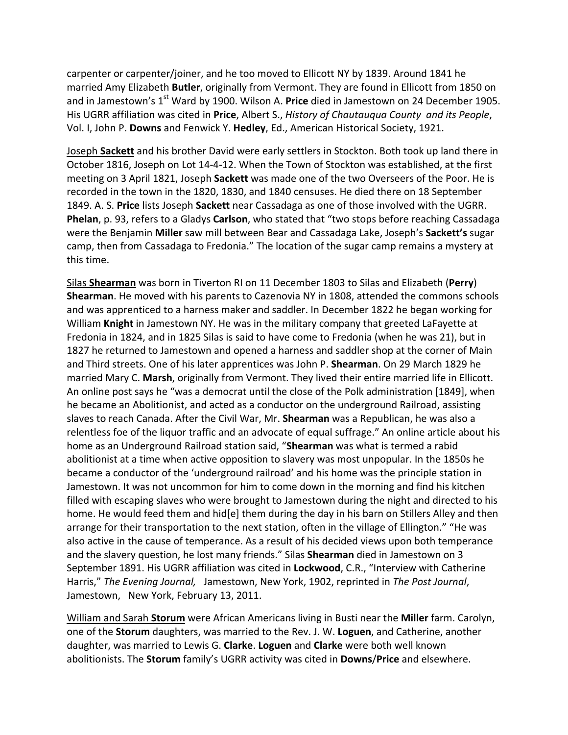carpenter or carpenter/joiner, and he too moved to Ellicott NY by 1839. Around 1841 he married Amy Elizabeth **Butler**, originally from Vermont. They are found in Ellicott from 1850 on and in Jamestown's 1st Ward by 1900. Wilson A. **Price** died in Jamestown on 24 December 1905. His UGRR affiliation was cited in **Price**, Albert S., *History of Chautauqua County and its People*, Vol. I, John P. **Downs** and Fenwick Y. **Hedley**, Ed., American Historical Society, 1921.

Joseph **Sackett** and his brother David were early settlers in Stockton. Both took up land there in October 1816, Joseph on Lot 14-4-12. When the Town of Stockton was established, at the first meeting on 3 April 1821, Joseph **Sackett** was made one of the two Overseers of the Poor. He is recorded in the town in the 1820, 1830, and 1840 censuses. He died there on 18 September 1849. A. S. **Price** lists Joseph **Sackett** near Cassadaga as one of those involved with the UGRR. **Phelan**, p. 93, refers to a Gladys **Carlson**, who stated that "two stops before reaching Cassadaga were the Benjamin **Miller** saw mill between Bear and Cassadaga Lake, Joseph's **Sackett's** sugar camp, then from Cassadaga to Fredonia." The location of the sugar camp remains a mystery at this time.

Silas **Shearman** was born in Tiverton RI on 11 December 1803 to Silas and Elizabeth (**Perry**) **Shearman**. He moved with his parents to Cazenovia NY in 1808, attended the commons schools and was apprenticed to a harness maker and saddler. In December 1822 he began working for William **Knight** in Jamestown NY. He was in the military company that greeted LaFayette at Fredonia in 1824, and in 1825 Silas is said to have come to Fredonia (when he was 21), but in 1827 he returned to Jamestown and opened a harness and saddler shop at the corner of Main and Third streets. One of his later apprentices was John P. **Shearman**. On 29 March 1829 he married Mary C. **Marsh**, originally from Vermont. They lived their entire married life in Ellicott. An online post says he "was a democrat until the close of the Polk administration [1849], when he became an Abolitionist, and acted as a conductor on the underground Railroad, assisting slaves to reach Canada. After the Civil War, Mr. **Shearman** was a Republican, he was also a relentless foe of the liquor traffic and an advocate of equal suffrage." An online article about his home as an Underground Railroad station said, "**Shearman** was what is termed a rabid abolitionist at a time when active opposition to slavery was most unpopular. In the 1850s he became a conductor of the 'underground railroad' and his home was the principle station in Jamestown. It was not uncommon for him to come down in the morning and find his kitchen filled with escaping slaves who were brought to Jamestown during the night and directed to his home. He would feed them and hid[e] them during the day in his barn on Stillers Alley and then arrange for their transportation to the next station, often in the village of Ellington." "He was also active in the cause of temperance. As a result of his decided views upon both temperance and the slavery question, he lost many friends." Silas **Shearman** died in Jamestown on 3 September 1891. His UGRR affiliation was cited in **Lockwood**, C.R., "Interview with Catherine Harris," *The Evening Journal,* Jamestown, New York, 1902, reprinted in *The Post Journal*, Jamestown, New York, February 13, 2011.

William and Sarah **Storum** were African Americans living in Busti near the **Miller** farm. Carolyn, one of the **Storum** daughters, was married to the Rev. J. W. **Loguen**, and Catherine, another daughter, was married to Lewis G. **Clarke**. **Loguen** and **Clarke** were both well known abolitionists. The **Storum** family's UGRR activity was cited in **Downs**/**Price** and elsewhere.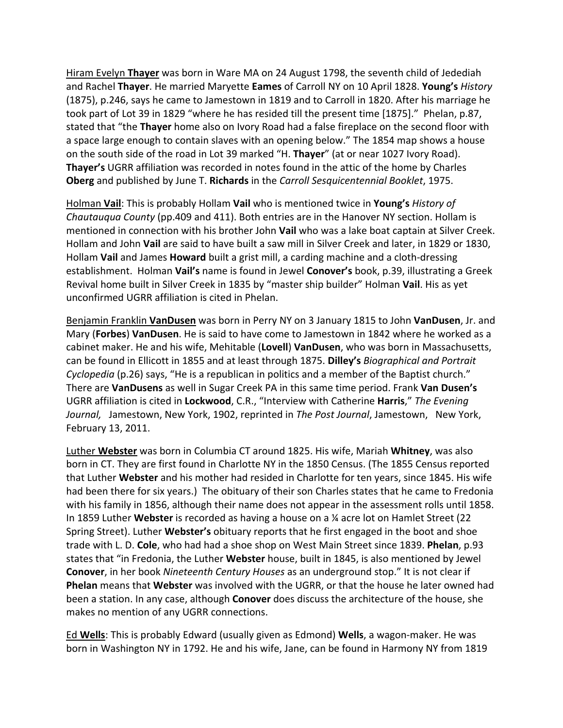Hiram Evelyn **Thayer** was born in Ware MA on 24 August 1798, the seventh child of Jedediah and Rachel **Thayer**. He married Maryette **Eames** of Carroll NY on 10 April 1828. **Young's** *History* (1875), p.246, says he came to Jamestown in 1819 and to Carroll in 1820. After his marriage he took part of Lot 39 in 1829 "where he has resided till the present time [1875]." Phelan, p.87, stated that "the **Thayer** home also on Ivory Road had a false fireplace on the second floor with a space large enough to contain slaves with an opening below." The 1854 map shows a house on the south side of the road in Lot 39 marked "H. **Thayer**" (at or near 1027 Ivory Road). **Thayer's** UGRR affiliation was recorded in notes found in the attic of the home by Charles **Oberg** and published by June T. **Richards** in the *Carroll Sesquicentennial Booklet*, 1975.

Holman **Vail**: This is probably Hollam **Vail** who is mentioned twice in **Young's** *History of Chautauqua County* (pp.409 and 411). Both entries are in the Hanover NY section. Hollam is mentioned in connection with his brother John **Vail** who was a lake boat captain at Silver Creek. Hollam and John **Vail** are said to have built a saw mill in Silver Creek and later, in 1829 or 1830, Hollam **Vail** and James **Howard** built a grist mill, a carding machine and a cloth-dressing establishment. Holman **Vail's** name is found in Jewel **Conover's** book, p.39, illustrating a Greek Revival home built in Silver Creek in 1835 by "master ship builder" Holman **Vail**. His as yet unconfirmed UGRR affiliation is cited in Phelan.

Benjamin Franklin **VanDusen** was born in Perry NY on 3 January 1815 to John **VanDusen**, Jr. and Mary (**Forbes**) **VanDusen**. He is said to have come to Jamestown in 1842 where he worked as a cabinet maker. He and his wife, Mehitable (**Lovell**) **VanDusen**, who was born in Massachusetts, can be found in Ellicott in 1855 and at least through 1875. **Dilley's** *Biographical and Portrait Cyclopedia* (p.26) says, "He is a republican in politics and a member of the Baptist church." There are **VanDusens** as well in Sugar Creek PA in this same time period. Frank **Van Dusen's** UGRR affiliation is cited in **Lockwood**, C.R., "Interview with Catherine **Harris**," *The Evening Journal,* Jamestown, New York, 1902, reprinted in *The Post Journal*, Jamestown, New York, February 13, 2011.

Luther **Webster** was born in Columbia CT around 1825. His wife, Mariah **Whitney**, was also born in CT. They are first found in Charlotte NY in the 1850 Census. (The 1855 Census reported that Luther **Webster** and his mother had resided in Charlotte for ten years, since 1845. His wife had been there for six years.) The obituary of their son Charles states that he came to Fredonia with his family in 1856, although their name does not appear in the assessment rolls until 1858. In 1859 Luther **Webster** is recorded as having a house on a ¼ acre lot on Hamlet Street (22 Spring Street). Luther **Webster's** obituary reports that he first engaged in the boot and shoe trade with L. D. **Cole**, who had had a shoe shop on West Main Street since 1839. **Phelan**, p.93 states that "in Fredonia, the Luther **Webster** house, built in 1845, is also mentioned by Jewel **Conover**, in her book *Nineteenth Century Houses* as an underground stop." It is not clear if **Phelan** means that **Webster** was involved with the UGRR, or that the house he later owned had been a station. In any case, although **Conover** does discuss the architecture of the house, she makes no mention of any UGRR connections.

Ed **Wells**: This is probably Edward (usually given as Edmond) **Wells**, a wagon-maker. He was born in Washington NY in 1792. He and his wife, Jane, can be found in Harmony NY from 1819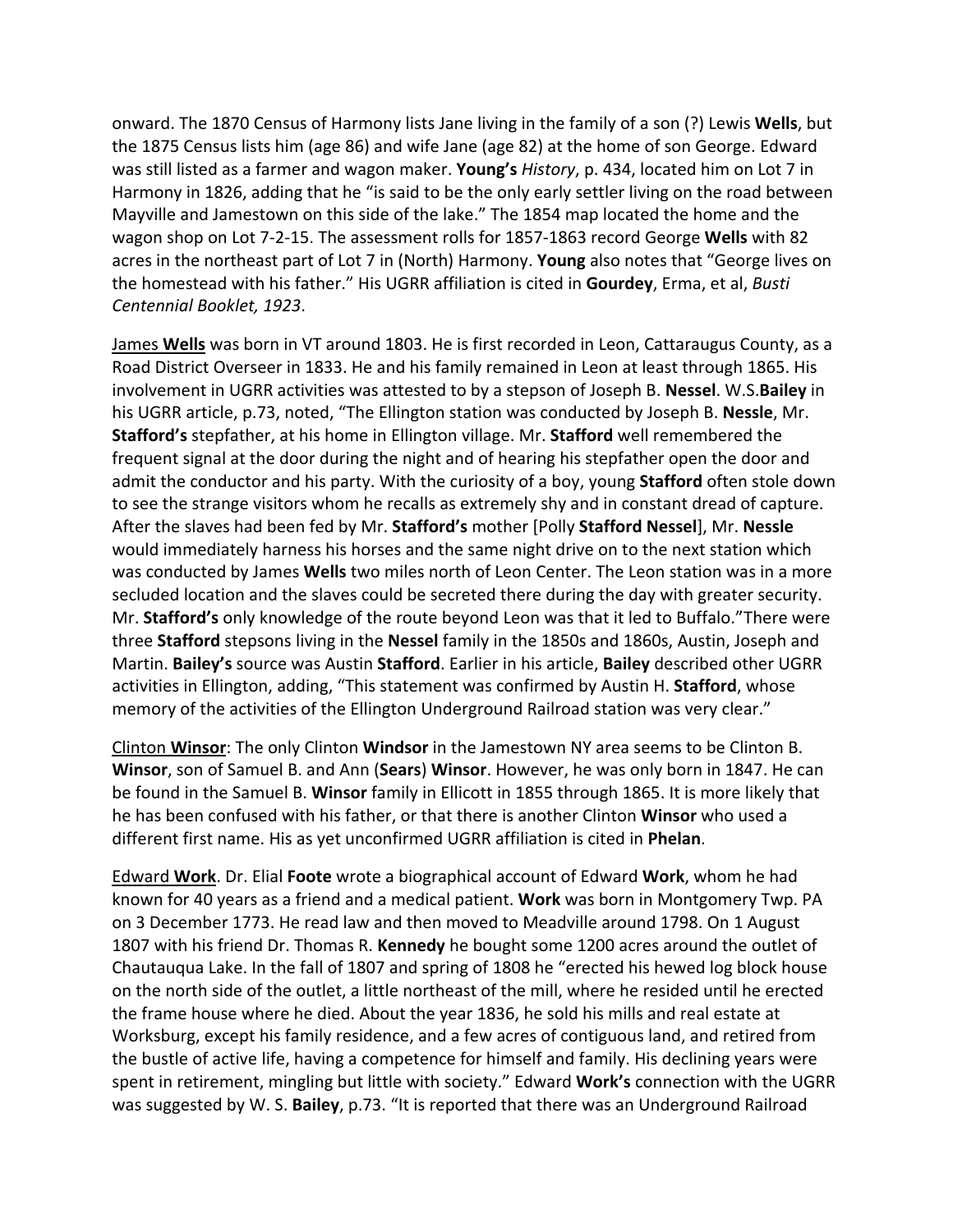onward. The 1870 Census of Harmony lists Jane living in the family of a son (?) Lewis **Wells**, but the 1875 Census lists him (age 86) and wife Jane (age 82) at the home of son George. Edward was still listed as a farmer and wagon maker. **Young's** *History*, p. 434, located him on Lot 7 in Harmony in 1826, adding that he "is said to be the only early settler living on the road between Mayville and Jamestown on this side of the lake." The 1854 map located the home and the wagon shop on Lot 7-2-15. The assessment rolls for 1857-1863 record George **Wells** with 82 acres in the northeast part of Lot 7 in (North) Harmony. **Young** also notes that "George lives on the homestead with his father." His UGRR affiliation is cited in **Gourdey**, Erma, et al, *Busti Centennial Booklet, 1923*.

<u>James **Wells**</u> was born in VT around 1803. He is first recorded in Leon, Cattaraugus County, as a Road District Overseer in 1833. He and his family remained in Leon at least through 1865. His involvement in UGRR activities was attested to by a stepson of Joseph B. **Nessel**. W.S.**Bailey** in his UGRR article, p.73, noted, "The Ellington station was conducted by Joseph B. **Nessle**, Mr. **Stafford's** stepfather, at his home in Ellington village. Mr. **Stafford** well remembered the frequent signal at the door during the night and of hearing his stepfather open the door and admit the conductor and his party. With the curiosity of a boy, young **Stafford** often stole down to see the strange visitors whom he recalls as extremely shy and in constant dread of capture. After the slaves had been fed by Mr. **Stafford's** mother [Polly **Stafford Nessel**], Mr. **Nessle** would immediately harness his horses and the same night drive on to the next station which was conducted by James **Wells** two miles north of Leon Center. The Leon station was in a more secluded location and the slaves could be secreted there during the day with greater security. Mr. **Stafford's** only knowledge of the route beyond Leon was that it led to Buffalo."There were three **Stafford** stepsons living in the **Nessel** family in the 1850s and 1860s, Austin, Joseph and Martin. **Bailey's** source was Austin **Stafford**. Earlier in his article, **Bailey** described other UGRR activities in Ellington, adding, "This statement was confirmed by Austin H. **Stafford**, whose memory of the activities of the Ellington Underground Railroad station was very clear."

<u>Clinton **Winsor**</u>: The only Clinton **Windsor** in the Jamestown NY area seems to be Clinton B. **Winsor**, son of Samuel B. and Ann (**Sears**) **Winsor**. However, he was only born in 1847. He can be found in the Samuel B. **Winsor** family in Ellicott in 1855 through 1865. It is more likely that he has been confused with his father, or that there is another Clinton **Winsor** who used a different first name. His as yet unconfirmed UGRR affiliation is cited in **Phelan**.

<u>Edward **Work**</u>. Dr. Elial **Foote** wrote a biographical account of Edward **Work**, whom he had known for 40 years as a friend and a medical patient. **Work** was born in Montgomery Twp. PA on 3 December 1773. He read law and then moved to Meadville around 1798. On 1 August 1807 with his friend Dr. Thomas R. **Kennedy** he bought some 1200 acres around the outlet of Chautauqua Lake. In the fall of 1807 and spring of 1808 he "erected his hewed log block house on the north side of the outlet, a little northeast of the mill, where he resided until he erected the frame house where he died. About the year 1836, he sold his mills and real estate at Worksburg, except his family residence, and a few acres of contiguous land, and retired from the bustle of active life, having a competence for himself and family. His declining years were spent in retirement, mingling but little with society." Edward **Work's** connection with the UGRR was suggested by W. S. **Bailey**, p.73. "It is reported that there was an Underground Railroad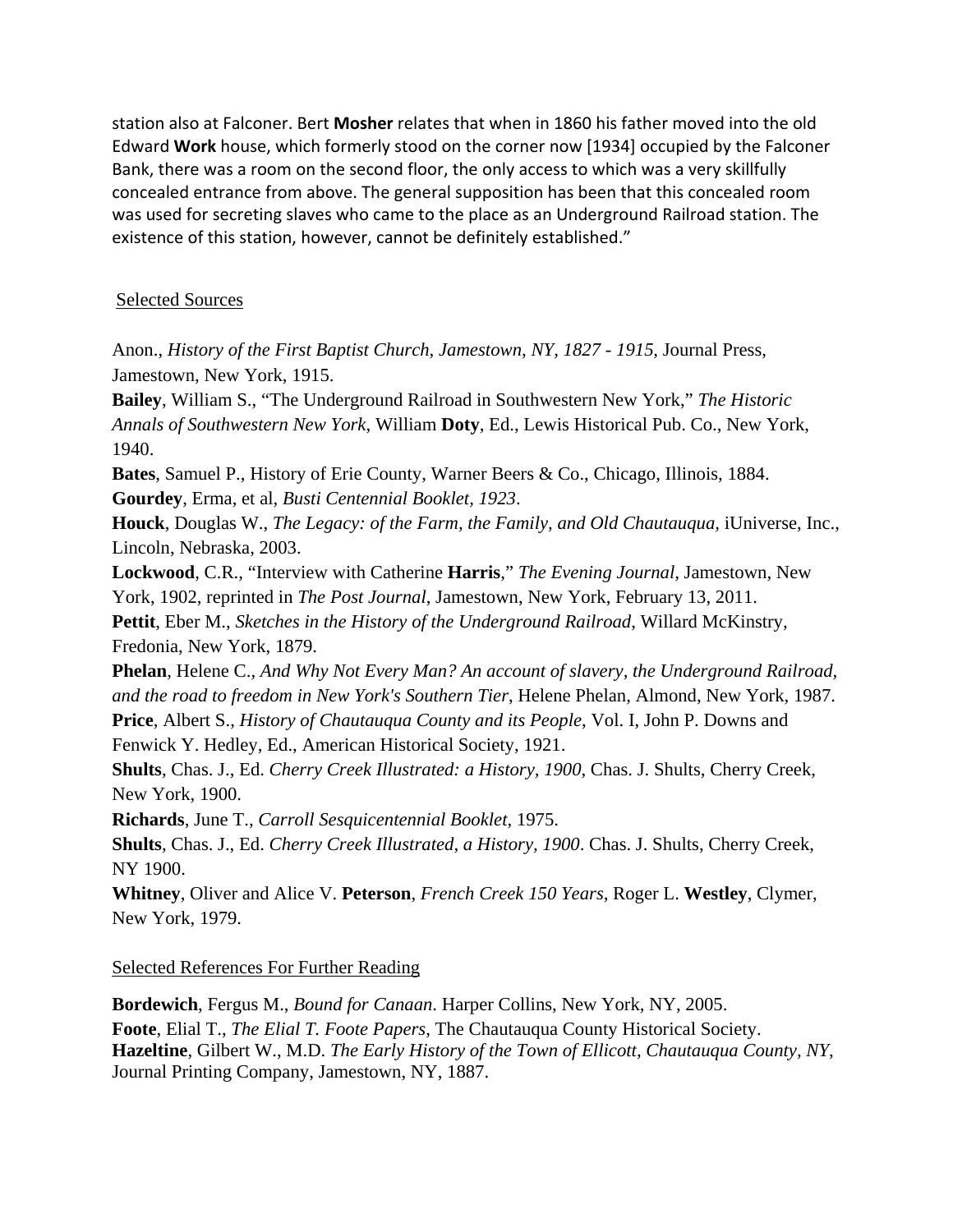station also at Falconer. Bert **Mosher** relates that when in 1860 his father moved into the old Edward **Work** house, which formerly stood on the corner now [1934] occupied by the Falconer Bank, there was a room on the second floor, the only access to which was a very skillfully concealed entrance from above. The general supposition has been that this concealed room was used for secreting slaves who came to the place as an Underground Railroad station. The existence of this station, however, cannot be definitely established."

Selected Sources

Anon., *History of the First Baptist Church, Jamestown, NY, 1827 - 1915*, Journal Press, Jamestown, New York, 1915.
**Bailey**, William S., "The Underground Railroad in Southwestern New York," *The Historic Annals of Southwestern New York,* William **Doty**, Ed., Lewis Historical Pub. Co., New York, 1940.
**Bates**, Samuel P., History of Erie County, Warner Beers & Co., Chicago, Illinois, 1884.
**Gourdey**, Erma, et al, *Busti Centennial Booklet, 1923*.
**Houck**, Douglas W., *The Legacy: of the Farm, the Family, and Old Chautauqua,* iUniverse, Inc., Lincoln, Nebraska, 2003.
**Lockwood**, C.R., "Interview with Catherine **Harris**," *The Evening Journal*, Jamestown, New York, 1902, reprinted in *The Post Journal*, Jamestown, New York, February 13, 2011.
**Pettit**, Eber M., *Sketches in the History of the Underground Railroad*, Willard McKinstry, Fredonia, New York, 1879.
**Phelan**, Helene C., *And Why Not Every Man? An account of slavery, the Underground Railroad, and the road to freedom in New York's Southern Tier*, Helene Phelan, Almond, New York, 1987.
**Price**, Albert S., *History of Chautauqua County and its People*, Vol. I, John P. Downs and Fenwick Y. Hedley, Ed., American Historical Society, 1921.
**Shults**, Chas. J., Ed. *Cherry Creek Illustrated: a History, 1900*, Chas. J. Shults, Cherry Creek, New York, 1900.
**Richards**, June T., *Carroll Sesquicentennial Booklet*, 1975.
**Shults**, Chas. J., Ed. *Cherry Creek Illustrated, a History, 1900*. Chas. J. Shults, Cherry Creek, NY 1900.
**Whitney**, Oliver and Alice V. **Peterson**, *French Creek 150 Years*, Roger L. **Westley**, Clymer, New York, 1979.

Selected References For Further Reading

**Bordewich**, Fergus M., *Bound for Canaan*. Harper Collins, New York, NY, 2005.
**Foote**, Elial T., *The Elial T. Foote Papers*, The Chautauqua County Historical Society.
**Hazeltine**, Gilbert W., M.D. *The Early History of the Town of Ellicott, Chautauqua County, NY*, Journal Printing Company, Jamestown, NY, 1887.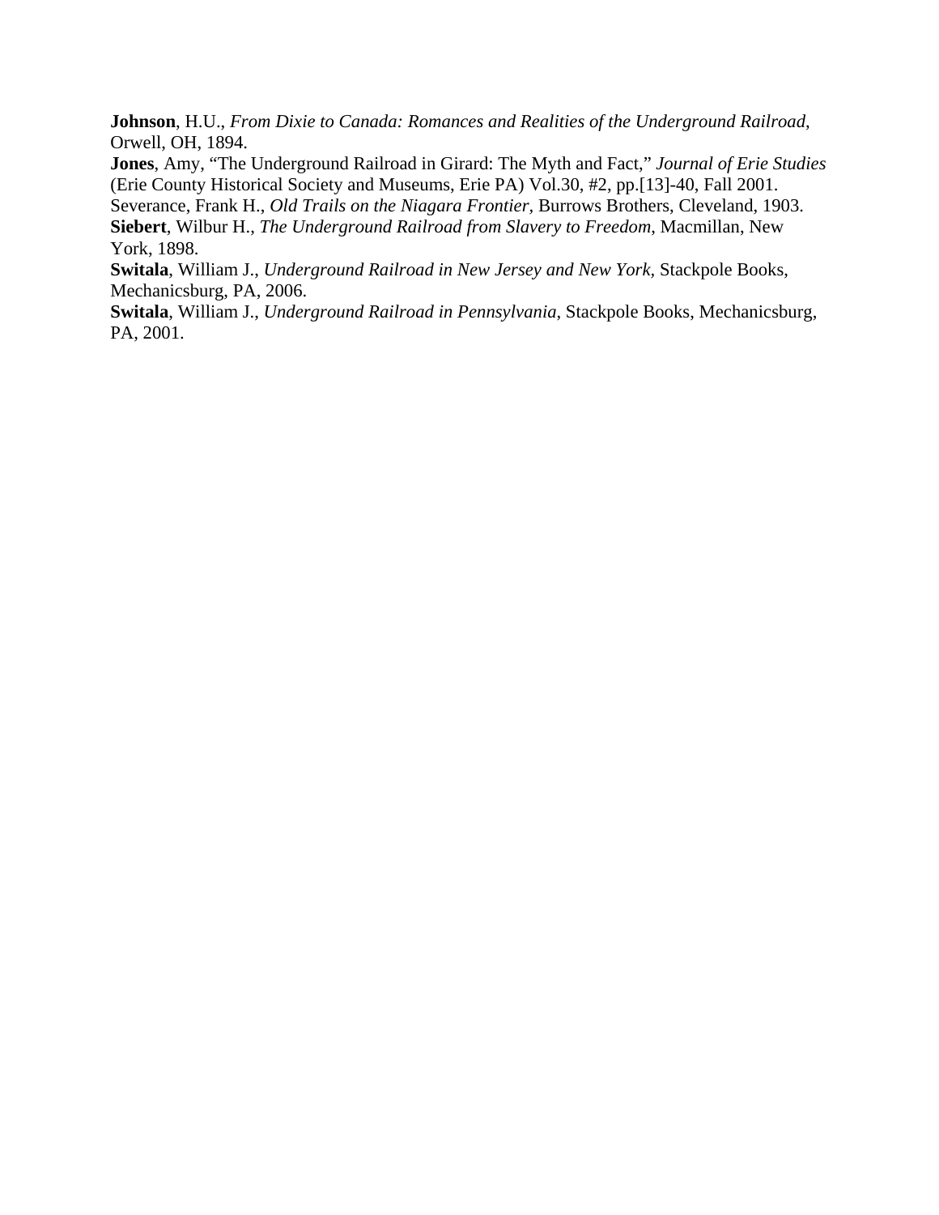**Johnson**, H.U., *From Dixie to Canada: Romances and Realities of the Underground Railroad*, Orwell, OH, 1894.

**Jones**, Amy, "The Underground Railroad in Girard: The Myth and Fact," *Journal of Erie Studies* (Erie County Historical Society and Museums, Erie PA) Vol.30, #2, pp.[13]-40, Fall 2001.

Severance, Frank H., *Old Trails on the Niagara Frontier*, Burrows Brothers, Cleveland, 1903.

**Siebert**, Wilbur H., *The Underground Railroad from Slavery to Freedom*, Macmillan, New York, 1898.

**Switala**, William J., *Underground Railroad in New Jersey and New York,* Stackpole Books, Mechanicsburg, PA, 2006.

**Switala**, William J., *Underground Railroad in Pennsylvania*, Stackpole Books, Mechanicsburg, PA, 2001.